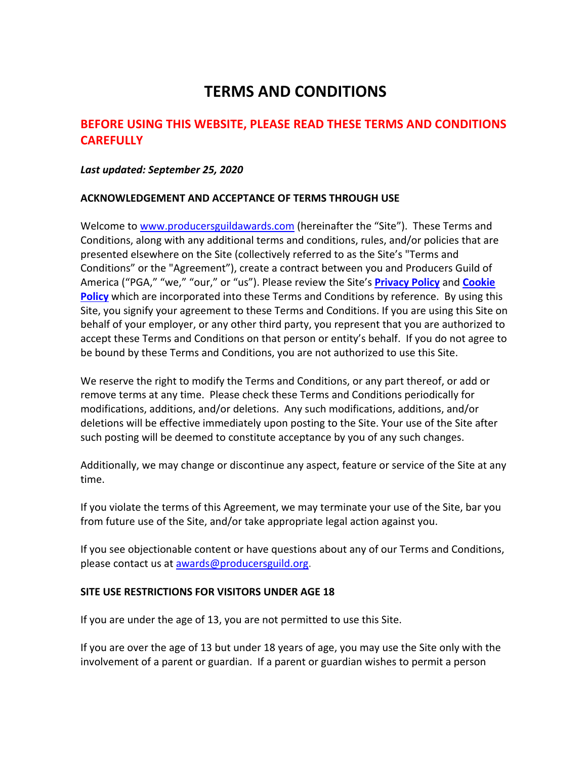# TERMS AND CONDITIONS

## BEFORE USING THIS WEBSITE, PLEASE READ THESE TERMS AND CONDITIONS CAREFULLY

***Last updated: September 25, 2020***

**ACKNOWLEDGEMENT AND ACCEPTANCE OF TERMS THROUGH USE**

Welcome to www.producersguildawards.com (hereinafter the "Site"). These Terms and Conditions, along with any additional terms and conditions, rules, and/or policies that are presented elsewhere on the Site (collectively referred to as the Site's "Terms and Conditions" or the "Agreement"), create a contract between you and Producers Guild of America ("PGA," "we," "our," or "us"). Please review the Site's **Privacy Policy** and **Cookie Policy** which are incorporated into these Terms and Conditions by reference. By using this Site, you signify your agreement to these Terms and Conditions. If you are using this Site on behalf of your employer, or any other third party, you represent that you are authorized to accept these Terms and Conditions on that person or entity's behalf. If you do not agree to be bound by these Terms and Conditions, you are not authorized to use this Site.

We reserve the right to modify the Terms and Conditions, or any part thereof, or add or remove terms at any time. Please check these Terms and Conditions periodically for modifications, additions, and/or deletions. Any such modifications, additions, and/or deletions will be effective immediately upon posting to the Site. Your use of the Site after such posting will be deemed to constitute acceptance by you of any such changes.

Additionally, we may change or discontinue any aspect, feature or service of the Site at any time.

If you violate the terms of this Agreement, we may terminate your use of the Site, bar you from future use of the Site, and/or take appropriate legal action against you.

If you see objectionable content or have questions about any of our Terms and Conditions, please contact us at awards@producersguild.org.

**SITE USE RESTRICTIONS FOR VISITORS UNDER AGE 18**

If you are under the age of 13, you are not permitted to use this Site.

If you are over the age of 13 but under 18 years of age, you may use the Site only with the involvement of a parent or guardian. If a parent or guardian wishes to permit a person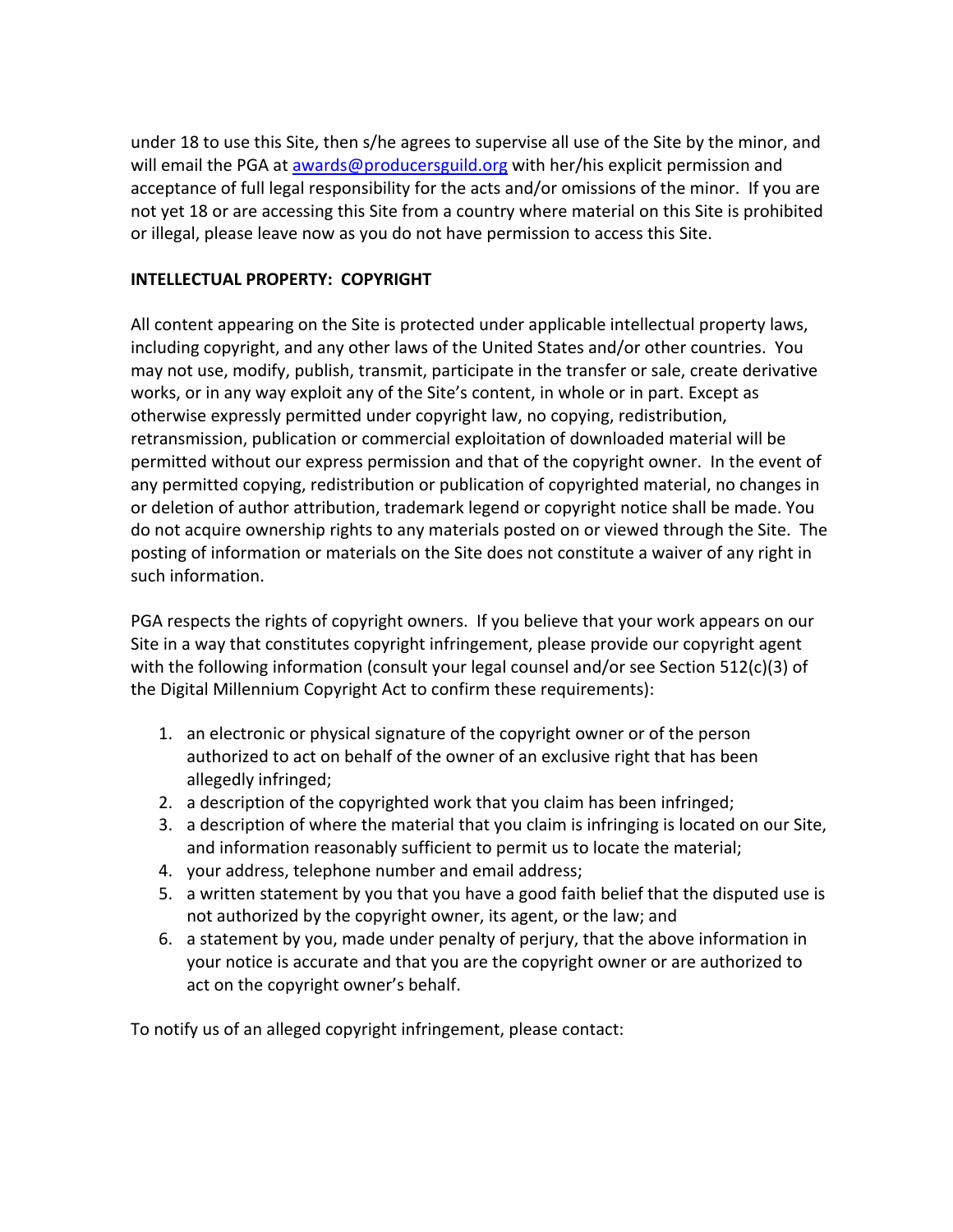under 18 to use this Site, then s/he agrees to supervise all use of the Site by the minor, and will email the PGA at [awards@producersguild.org](mailto:awards@producersguild.org) with her/his explicit permission and acceptance of full legal responsibility for the acts and/or omissions of the minor. If you are not yet 18 or are accessing this Site from a country where material on this Site is prohibited or illegal, please leave now as you do not have permission to access this Site.

**INTELLECTUAL PROPERTY: COPYRIGHT**

All content appearing on the Site is protected under applicable intellectual property laws, including copyright, and any other laws of the United States and/or other countries. You may not use, modify, publish, transmit, participate in the transfer or sale, create derivative works, or in any way exploit any of the Site's content, in whole or in part. Except as otherwise expressly permitted under copyright law, no copying, redistribution, retransmission, publication or commercial exploitation of downloaded material will be permitted without our express permission and that of the copyright owner. In the event of any permitted copying, redistribution or publication of copyrighted material, no changes in or deletion of author attribution, trademark legend or copyright notice shall be made. You do not acquire ownership rights to any materials posted on or viewed through the Site. The posting of information or materials on the Site does not constitute a waiver of any right in such information.

PGA respects the rights of copyright owners. If you believe that your work appears on our Site in a way that constitutes copyright infringement, please provide our copyright agent with the following information (consult your legal counsel and/or see Section 512(c)(3) of the Digital Millennium Copyright Act to confirm these requirements):

1. an electronic or physical signature of the copyright owner or of the person authorized to act on behalf of the owner of an exclusive right that has been allegedly infringed;
2. a description of the copyrighted work that you claim has been infringed;
3. a description of where the material that you claim is infringing is located on our Site, and information reasonably sufficient to permit us to locate the material;
4. your address, telephone number and email address;
5. a written statement by you that you have a good faith belief that the disputed use is not authorized by the copyright owner, its agent, or the law; and
6. a statement by you, made under penalty of perjury, that the above information in your notice is accurate and that you are the copyright owner or are authorized to act on the copyright owner's behalf.

To notify us of an alleged copyright infringement, please contact: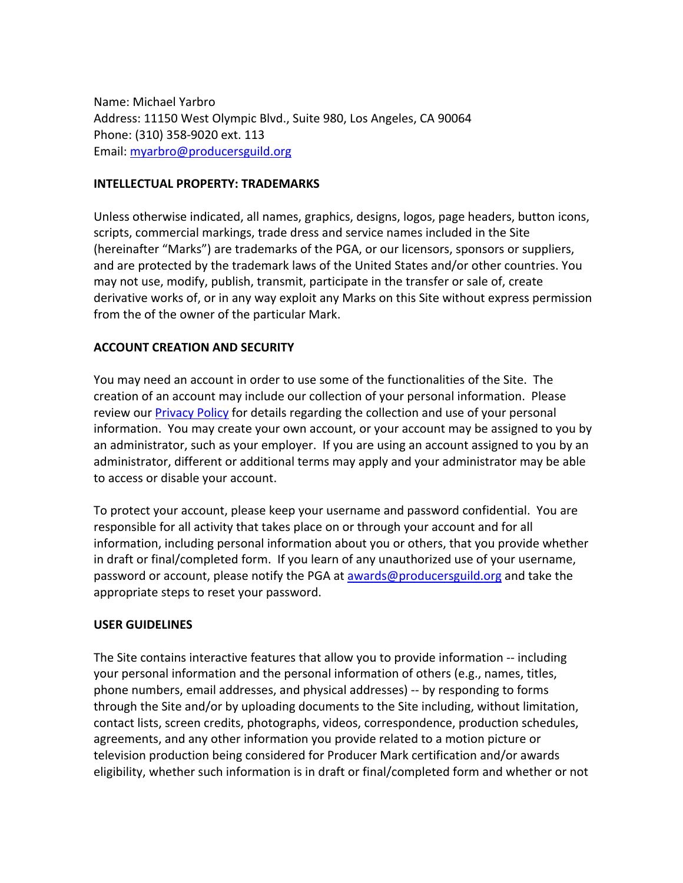Name: Michael Yarbro
Address: 11150 West Olympic Blvd., Suite 980, Los Angeles, CA 90064
Phone: (310) 358-9020 ext. 113
Email: [myarbro@producersguild.org](mailto:myarbro@producersguild.org)

**INTELLECTUAL PROPERTY: TRADEMARKS**

Unless otherwise indicated, all names, graphics, designs, logos, page headers, button icons, scripts, commercial markings, trade dress and service names included in the Site (hereinafter "Marks") are trademarks of the PGA, or our licensors, sponsors or suppliers, and are protected by the trademark laws of the United States and/or other countries. You may not use, modify, publish, transmit, participate in the transfer or sale of, create derivative works of, or in any way exploit any Marks on this Site without express permission from the of the owner of the particular Mark.

**ACCOUNT CREATION AND SECURITY**

You may need an account in order to use some of the functionalities of the Site. The creation of an account may include our collection of your personal information. Please review our [Privacy Policy]() for details regarding the collection and use of your personal information. You may create your own account, or your account may be assigned to you by an administrator, such as your employer. If you are using an account assigned to you by an administrator, different or additional terms may apply and your administrator may be able to access or disable your account.

To protect your account, please keep your username and password confidential. You are responsible for all activity that takes place on or through your account and for all information, including personal information about you or others, that you provide whether in draft or final/completed form. If you learn of any unauthorized use of your username, password or account, please notify the PGA at [awards@producersguild.org](mailto:awards@producersguild.org) and take the appropriate steps to reset your password.

**USER GUIDELINES**

The Site contains interactive features that allow you to provide information -- including your personal information and the personal information of others (e.g., names, titles, phone numbers, email addresses, and physical addresses) -- by responding to forms through the Site and/or by uploading documents to the Site including, without limitation, contact lists, screen credits, photographs, videos, correspondence, production schedules, agreements, and any other information you provide related to a motion picture or television production being considered for Producer Mark certification and/or awards eligibility, whether such information is in draft or final/completed form and whether or not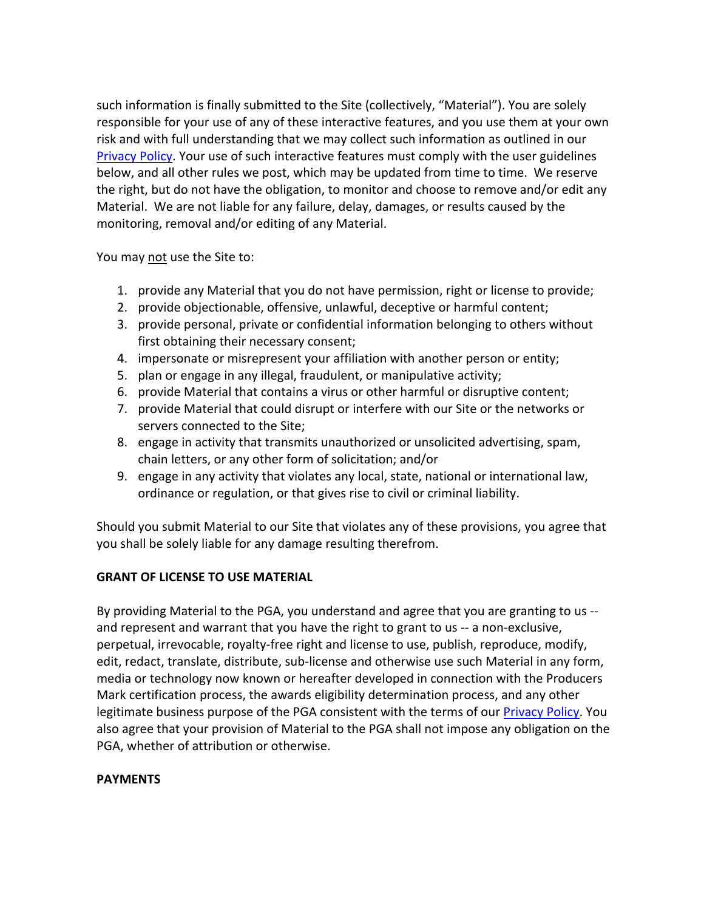such information is finally submitted to the Site (collectively, "Material"). You are solely responsible for your use of any of these interactive features, and you use them at your own risk and with full understanding that we may collect such information as outlined in our [Privacy Policy](). Your use of such interactive features must comply with the user guidelines below, and all other rules we post, which may be updated from time to time. We reserve the right, but do not have the obligation, to monitor and choose to remove and/or edit any Material. We are not liable for any failure, delay, damages, or results caused by the monitoring, removal and/or editing of any Material.

You may <u>not</u> use the Site to:

1. provide any Material that you do not have permission, right or license to provide;
2. provide objectionable, offensive, unlawful, deceptive or harmful content;
3. provide personal, private or confidential information belonging to others without first obtaining their necessary consent;
4. impersonate or misrepresent your affiliation with another person or entity;
5. plan or engage in any illegal, fraudulent, or manipulative activity;
6. provide Material that contains a virus or other harmful or disruptive content;
7. provide Material that could disrupt or interfere with our Site or the networks or servers connected to the Site;
8. engage in activity that transmits unauthorized or unsolicited advertising, spam, chain letters, or any other form of solicitation; and/or
9. engage in any activity that violates any local, state, national or international law, ordinance or regulation, or that gives rise to civil or criminal liability.

Should you submit Material to our Site that violates any of these provisions, you agree that you shall be solely liable for any damage resulting therefrom.

**GRANT OF LICENSE TO USE MATERIAL**

By providing Material to the PGA, you understand and agree that you are granting to us -- and represent and warrant that you have the right to grant to us -- a non-exclusive, perpetual, irrevocable, royalty-free right and license to use, publish, reproduce, modify, edit, redact, translate, distribute, sub-license and otherwise use such Material in any form, media or technology now known or hereafter developed in connection with the Producers Mark certification process, the awards eligibility determination process, and any other legitimate business purpose of the PGA consistent with the terms of our [Privacy Policy](). You also agree that your provision of Material to the PGA shall not impose any obligation on the PGA, whether of attribution or otherwise.

**PAYMENTS**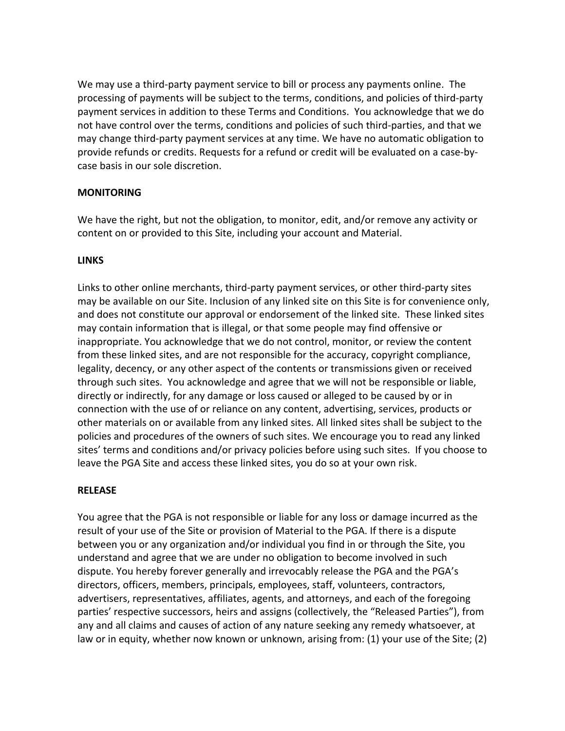We may use a third-party payment service to bill or process any payments online. The processing of payments will be subject to the terms, conditions, and policies of third-party payment services in addition to these Terms and Conditions. You acknowledge that we do not have control over the terms, conditions and policies of such third-parties, and that we may change third-party payment services at any time. We have no automatic obligation to provide refunds or credits. Requests for a refund or credit will be evaluated on a case-by-case basis in our sole discretion.

**MONITORING**

We have the right, but not the obligation, to monitor, edit, and/or remove any activity or content on or provided to this Site, including your account and Material.

**LINKS**

Links to other online merchants, third-party payment services, or other third-party sites may be available on our Site. Inclusion of any linked site on this Site is for convenience only, and does not constitute our approval or endorsement of the linked site. These linked sites may contain information that is illegal, or that some people may find offensive or inappropriate. You acknowledge that we do not control, monitor, or review the content from these linked sites, and are not responsible for the accuracy, copyright compliance, legality, decency, or any other aspect of the contents or transmissions given or received through such sites. You acknowledge and agree that we will not be responsible or liable, directly or indirectly, for any damage or loss caused or alleged to be caused by or in connection with the use of or reliance on any content, advertising, services, products or other materials on or available from any linked sites. All linked sites shall be subject to the policies and procedures of the owners of such sites. We encourage you to read any linked sites' terms and conditions and/or privacy policies before using such sites. If you choose to leave the PGA Site and access these linked sites, you do so at your own risk.

**RELEASE**

You agree that the PGA is not responsible or liable for any loss or damage incurred as the result of your use of the Site or provision of Material to the PGA. If there is a dispute between you or any organization and/or individual you find in or through the Site, you understand and agree that we are under no obligation to become involved in such dispute. You hereby forever generally and irrevocably release the PGA and the PGA's directors, officers, members, principals, employees, staff, volunteers, contractors, advertisers, representatives, affiliates, agents, and attorneys, and each of the foregoing parties' respective successors, heirs and assigns (collectively, the "Released Parties"), from any and all claims and causes of action of any nature seeking any remedy whatsoever, at law or in equity, whether now known or unknown, arising from: (1) your use of the Site; (2)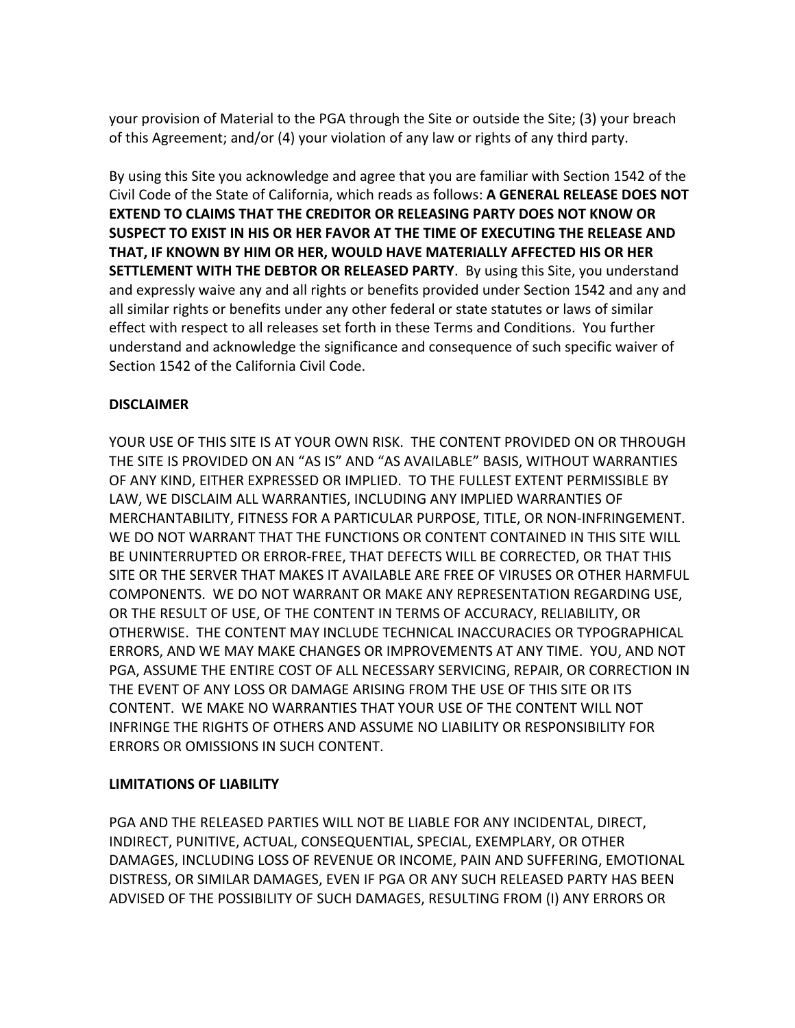your provision of Material to the PGA through the Site or outside the Site; (3) your breach of this Agreement; and/or (4) your violation of any law or rights of any third party.

By using this Site you acknowledge and agree that you are familiar with Section 1542 of the Civil Code of the State of California, which reads as follows: **A GENERAL RELEASE DOES NOT EXTEND TO CLAIMS THAT THE CREDITOR OR RELEASING PARTY DOES NOT KNOW OR SUSPECT TO EXIST IN HIS OR HER FAVOR AT THE TIME OF EXECUTING THE RELEASE AND THAT, IF KNOWN BY HIM OR HER, WOULD HAVE MATERIALLY AFFECTED HIS OR HER SETTLEMENT WITH THE DEBTOR OR RELEASED PARTY**. By using this Site, you understand and expressly waive any and all rights or benefits provided under Section 1542 and any and all similar rights or benefits under any other federal or state statutes or laws of similar effect with respect to all releases set forth in these Terms and Conditions. You further understand and acknowledge the significance and consequence of such specific waiver of Section 1542 of the California Civil Code.

**DISCLAIMER**

YOUR USE OF THIS SITE IS AT YOUR OWN RISK. THE CONTENT PROVIDED ON OR THROUGH THE SITE IS PROVIDED ON AN "AS IS" AND "AS AVAILABLE" BASIS, WITHOUT WARRANTIES OF ANY KIND, EITHER EXPRESSED OR IMPLIED. TO THE FULLEST EXTENT PERMISSIBLE BY LAW, WE DISCLAIM ALL WARRANTIES, INCLUDING ANY IMPLIED WARRANTIES OF MERCHANTABILITY, FITNESS FOR A PARTICULAR PURPOSE, TITLE, OR NON-INFRINGEMENT. WE DO NOT WARRANT THAT THE FUNCTIONS OR CONTENT CONTAINED IN THIS SITE WILL BE UNINTERRUPTED OR ERROR-FREE, THAT DEFECTS WILL BE CORRECTED, OR THAT THIS SITE OR THE SERVER THAT MAKES IT AVAILABLE ARE FREE OF VIRUSES OR OTHER HARMFUL COMPONENTS. WE DO NOT WARRANT OR MAKE ANY REPRESENTATION REGARDING USE, OR THE RESULT OF USE, OF THE CONTENT IN TERMS OF ACCURACY, RELIABILITY, OR OTHERWISE. THE CONTENT MAY INCLUDE TECHNICAL INACCURACIES OR TYPOGRAPHICAL ERRORS, AND WE MAY MAKE CHANGES OR IMPROVEMENTS AT ANY TIME. YOU, AND NOT PGA, ASSUME THE ENTIRE COST OF ALL NECESSARY SERVICING, REPAIR, OR CORRECTION IN THE EVENT OF ANY LOSS OR DAMAGE ARISING FROM THE USE OF THIS SITE OR ITS CONTENT. WE MAKE NO WARRANTIES THAT YOUR USE OF THE CONTENT WILL NOT INFRINGE THE RIGHTS OF OTHERS AND ASSUME NO LIABILITY OR RESPONSIBILITY FOR ERRORS OR OMISSIONS IN SUCH CONTENT.

**LIMITATIONS OF LIABILITY**

PGA AND THE RELEASED PARTIES WILL NOT BE LIABLE FOR ANY INCIDENTAL, DIRECT, INDIRECT, PUNITIVE, ACTUAL, CONSEQUENTIAL, SPECIAL, EXEMPLARY, OR OTHER DAMAGES, INCLUDING LOSS OF REVENUE OR INCOME, PAIN AND SUFFERING, EMOTIONAL DISTRESS, OR SIMILAR DAMAGES, EVEN IF PGA OR ANY SUCH RELEASED PARTY HAS BEEN ADVISED OF THE POSSIBILITY OF SUCH DAMAGES, RESULTING FROM (I) ANY ERRORS OR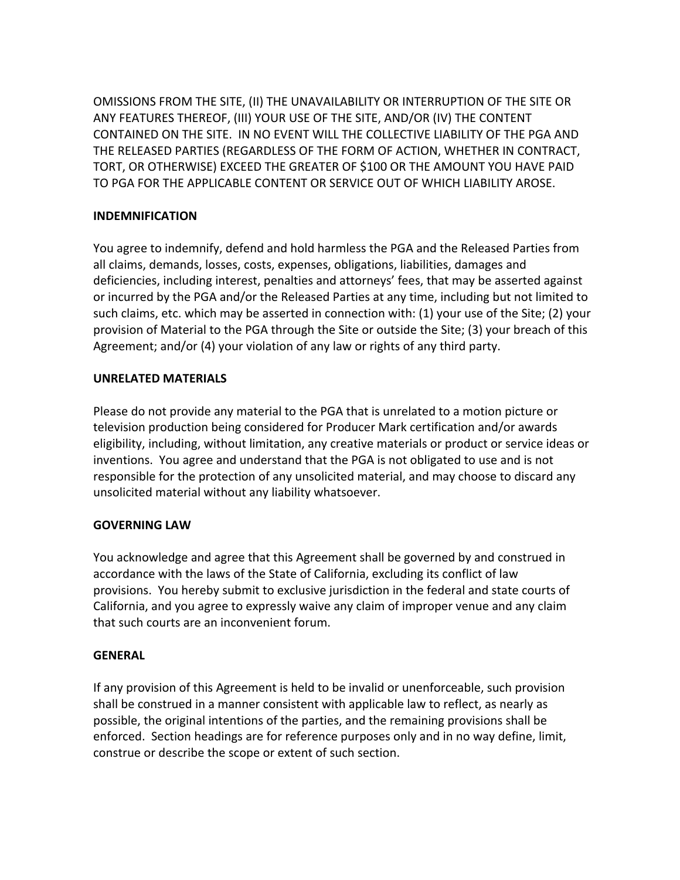OMISSIONS FROM THE SITE, (II) THE UNAVAILABILITY OR INTERRUPTION OF THE SITE OR ANY FEATURES THEREOF, (III) YOUR USE OF THE SITE, AND/OR (IV) THE CONTENT CONTAINED ON THE SITE. IN NO EVENT WILL THE COLLECTIVE LIABILITY OF THE PGA AND THE RELEASED PARTIES (REGARDLESS OF THE FORM OF ACTION, WHETHER IN CONTRACT, TORT, OR OTHERWISE) EXCEED THE GREATER OF $100 OR THE AMOUNT YOU HAVE PAID TO PGA FOR THE APPLICABLE CONTENT OR SERVICE OUT OF WHICH LIABILITY AROSE.

**INDEMNIFICATION**

You agree to indemnify, defend and hold harmless the PGA and the Released Parties from all claims, demands, losses, costs, expenses, obligations, liabilities, damages and deficiencies, including interest, penalties and attorneys' fees, that may be asserted against or incurred by the PGA and/or the Released Parties at any time, including but not limited to such claims, etc. which may be asserted in connection with: (1) your use of the Site; (2) your provision of Material to the PGA through the Site or outside the Site; (3) your breach of this Agreement; and/or (4) your violation of any law or rights of any third party.

**UNRELATED MATERIALS**

Please do not provide any material to the PGA that is unrelated to a motion picture or television production being considered for Producer Mark certification and/or awards eligibility, including, without limitation, any creative materials or product or service ideas or inventions. You agree and understand that the PGA is not obligated to use and is not responsible for the protection of any unsolicited material, and may choose to discard any unsolicited material without any liability whatsoever.

**GOVERNING LAW**

You acknowledge and agree that this Agreement shall be governed by and construed in accordance with the laws of the State of California, excluding its conflict of law provisions. You hereby submit to exclusive jurisdiction in the federal and state courts of California, and you agree to expressly waive any claim of improper venue and any claim that such courts are an inconvenient forum.

**GENERAL**

If any provision of this Agreement is held to be invalid or unenforceable, such provision shall be construed in a manner consistent with applicable law to reflect, as nearly as possible, the original intentions of the parties, and the remaining provisions shall be enforced. Section headings are for reference purposes only and in no way define, limit, construe or describe the scope or extent of such section.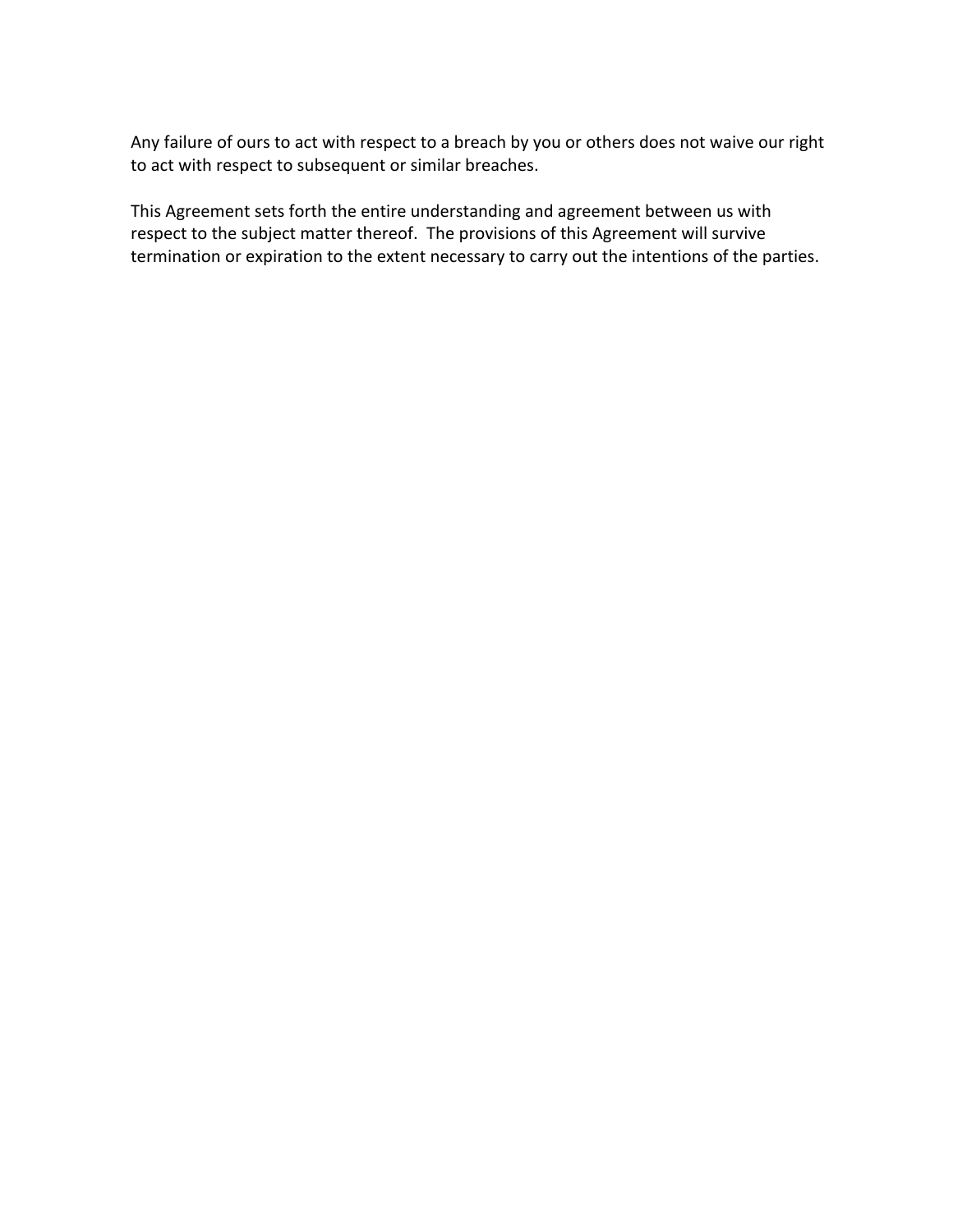Any failure of ours to act with respect to a breach by you or others does not waive our right to act with respect to subsequent or similar breaches.

This Agreement sets forth the entire understanding and agreement between us with respect to the subject matter thereof. The provisions of this Agreement will survive termination or expiration to the extent necessary to carry out the intentions of the parties.